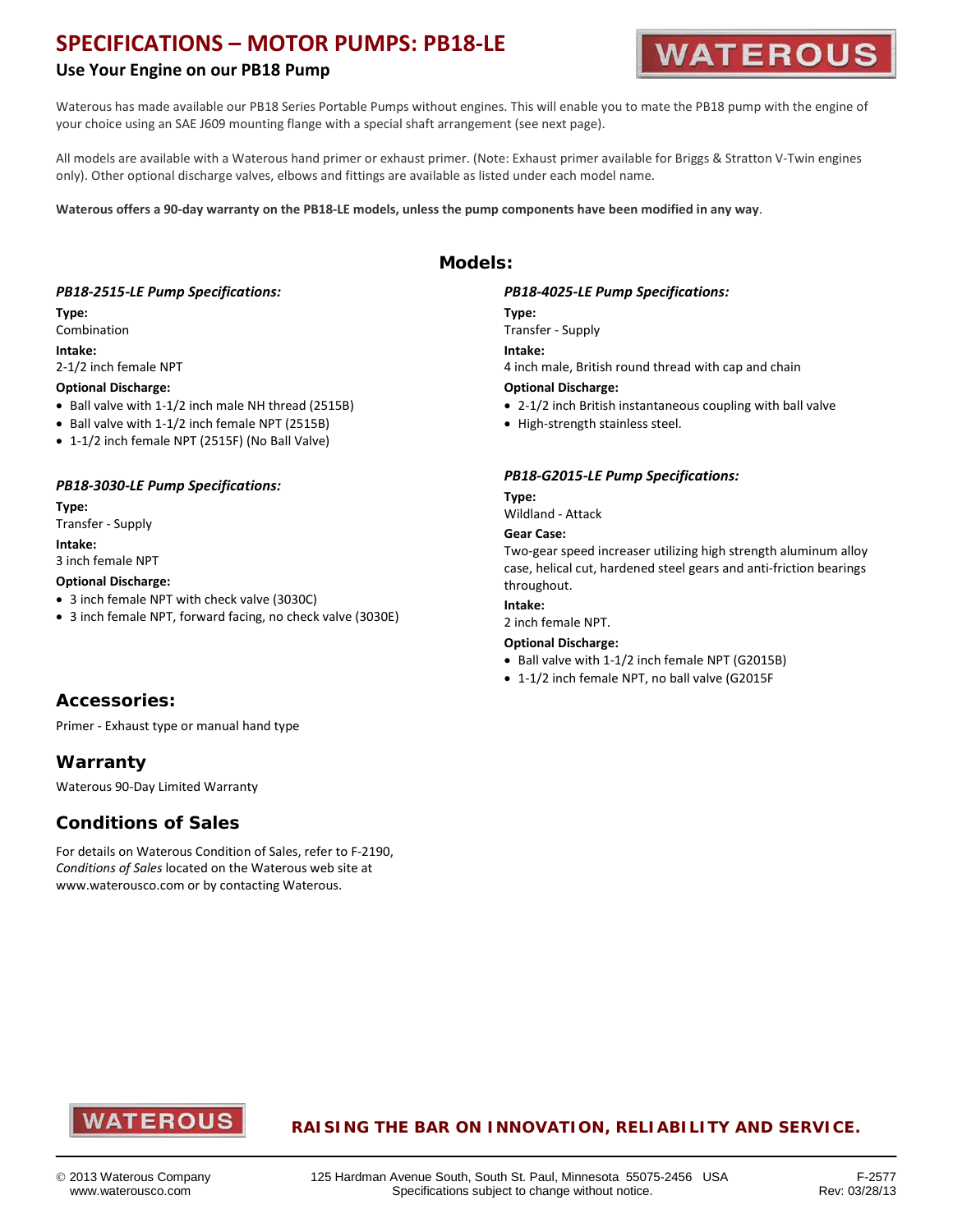# SPECIFICATIONS – MOTOR PUMPS: PB18-LE

## Use Your Engine on our PB18 Pump

Waterous has made available our PB18 Series Portable Pumps without engines. This will enable you to mate the PB18 pump with the engine of your choice using an SAE J609 mounting flange with a special shaft arrangement (see next page).

All models are available with a Waterous hand primer or exhaust primer. (Note: Exhaust primer available for Briggs & Stratton V-Twin engines only). Other optional discharge valves, elbows and fittings are available as listed under each model name.

**Waterous offers a 90-day warranty on the PB18-LE models, unless the pump components have been modified in any way**.

## Models:

### *PB18-2515-LE Pump Specifications:*

**Type:**
Combination

**Intake:**
2-1/2 inch female NPT

**Optional Discharge:**
- Ball valve with 1-1/2 inch male NH thread (2515B)
- Ball valve with 1-1/2 inch female NPT (2515B)
- 1-1/2 inch female NPT (2515F) (No Ball Valve)

### *PB18-3030-LE Pump Specifications:*

**Type:**
Transfer - Supply

**Intake:**
3 inch female NPT

**Optional Discharge:**
- 3 inch female NPT with check valve (3030C)
- 3 inch female NPT, forward facing, no check valve (3030E)

### *PB18-4025-LE Pump Specifications:*

**Type:**
Transfer - Supply

**Intake:**
4 inch male, British round thread with cap and chain

**Optional Discharge:**
- 2-1/2 inch British instantaneous coupling with ball valve
- High-strength stainless steel.

### *PB18-G2015-LE Pump Specifications:*

**Type:**
Wildland - Attack

**Gear Case:**
Two-gear speed increaser utilizing high strength aluminum alloy case, helical cut, hardened steel gears and anti-friction bearings throughout.

**Intake:**
2 inch female NPT.

**Optional Discharge:**
- Ball valve with 1-1/2 inch female NPT (G2015B)
- 1-1/2 inch female NPT, no ball valve (G2015F

## Accessories:

Primer - Exhaust type or manual hand type

## Warranty

Waterous 90-Day Limited Warranty

## Conditions of Sales

For details on Waterous Condition of Sales, refer to F-2190, *Conditions of Sales* located on the Waterous web site at www.waterousco.com or by contacting Waterous.

**RAISING THE BAR ON INNOVATION, RELIABILITY AND SERVICE.**

© 2013 Waterous Company
www.waterousco.com

125 Hardman Avenue South, South St. Paul, Minnesota 55075-2456 USA
Specifications subject to change without notice.

F-2577
Rev: 03/28/13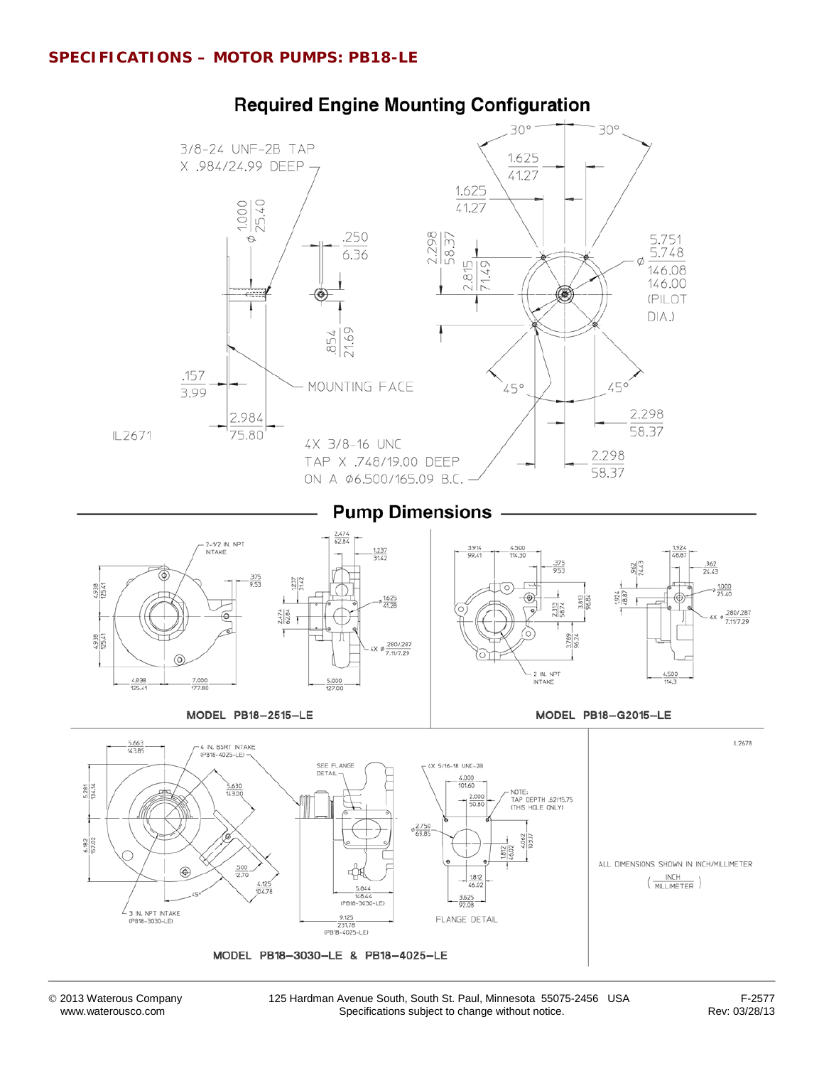## SPECIFICATIONS – MOTOR PUMPS: PB18-LE

### Required Engine Mounting Configuration

3/8-24 UNF-2B TAP
X .984/24.99 DEEP

⌀ 1.000/25.40

.250/6.36

.854/21.69

.157/3.99

MOUNTING FACE

2.984/75.80

IL2671

30° 30°

1.625/41.27

1.625/41.27

2.298/58.37

2.815/71.49

⌀ 5.751/5.748
146.08/146.00
(PILOT DIA.)

45° 45°

2.298/58.37

2.298/58.37

4X 3/8-16 UNC
TAP X .748/19.00 DEEP
ON A ⌀6.500/165.09 B.C.

### Pump Dimensions

2-1/2 IN. NPT INTAKE

4.938/125.41

4.938/125.41

.375/9.53

4.938/125.41 7.000/177.80

2.474/62.84

1.237/31.42

1.237/31.42

2.474/62.84

⌀ 1.625/41.28

4X ⌀ .280/.287 7.11/7.29

5.000/127.00

**MODEL PB18–2515–LE**

3.914/99.41

4.500/114.30

.375/9.53

2.313/58.74

3.813/96.84

3.789/96.24

2 IN. NPT INTAKE

1.924/48.87

.962/24.43

.962/24.43

1.924/48.87

⌀ 1.000/25.40

4X ⌀ .280/.287 7.11/7.29

4.500/114.3

**MODEL PB18–G2015–LE**

5.663/143.85

4 IN. BSRT INTAKE (PB18-4025-LE)

5.281/134.14

5.630/143.00

6.182/157.02

.500/12.70

4.125/104.78

45°

3 IN. NPT INTAKE (PB18-3030-LE)

SEE FLANGE DETAIL

5.844/148.44 (PB18-3030-LE)

9.125/231.78 (PB18-4025-LE)

4X 5/16-18 UNC-2B

4.000/101.60

2.000/50.80

NOTE: TAP DEPTH .62/15.75 (THIS HOLE ONLY)

⌀ 2.750/69.85

1.812/46.02

4.062/103.17

1.812/46.02

3.625/92.08

FLANGE DETAIL

**MODEL PB18–3030–LE & PB18–4025–LE**

IL2678

ALL DIMENSIONS SHOWN IN INCH/MILLIMETER
( INCH / MILLIMETER )

© 2013 Waterous Company
www.waterousco.com

125 Hardman Avenue South, South St. Paul, Minnesota 55075-2456 USA
Specifications subject to change without notice.

F-2577
Rev: 03/28/13